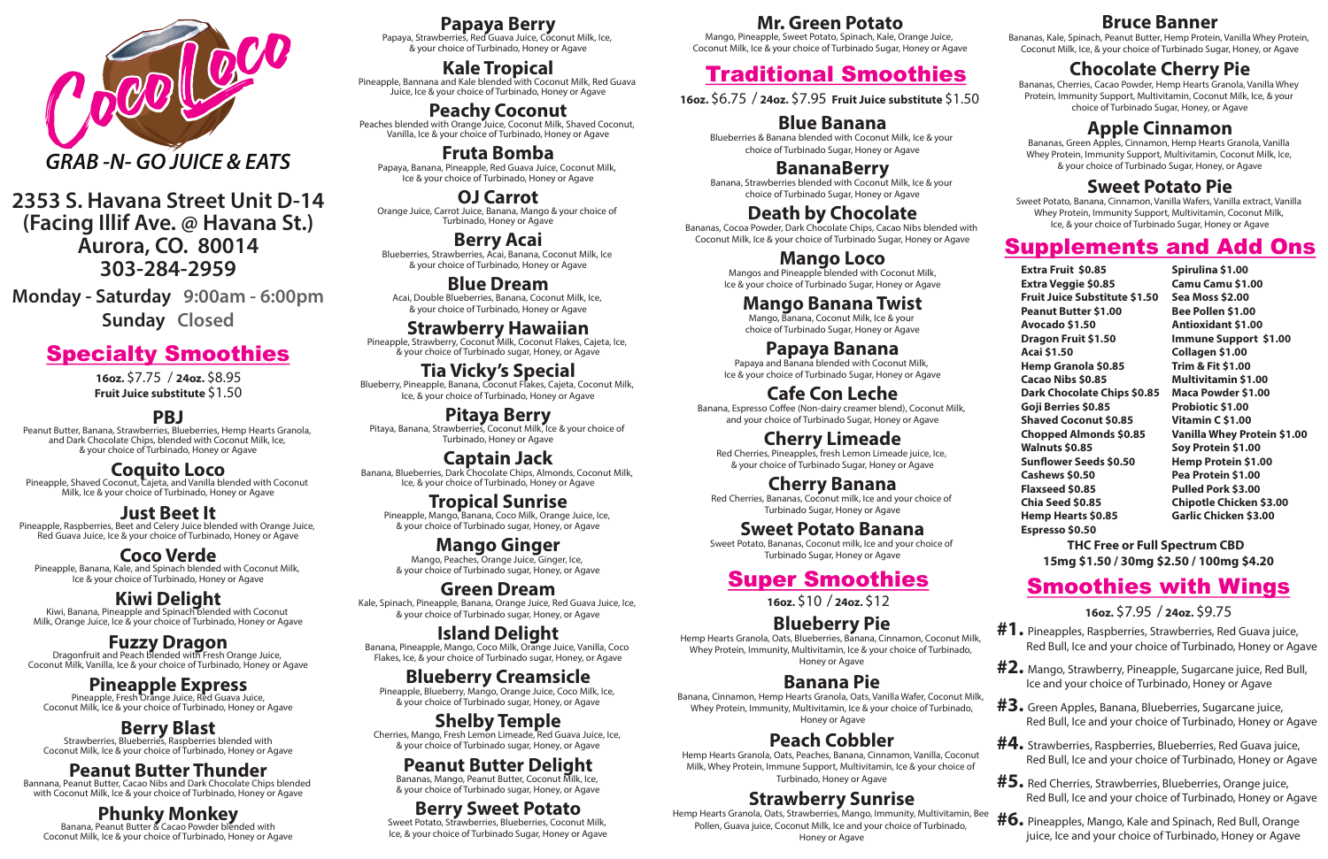# Coco Loco

*GRAB -N- GO JUICE & EATS*

**2353 S. Havana Street Unit D-14**
**(Facing Illif Ave. @ Havana St.)**
**Aurora, CO. 80014**
**303-284-2959**

**Monday - Saturday** 9:00am - 6:00pm
**Sunday** Closed

## Specialty Smoothies

**16oz.** $7.75 / **24oz.** $8.95
**Fruit Juice substitute** $1.50

### PBJ
Peanut Butter, Banana, Strawberries, Blueberries, Hemp Hearts Granola, and Dark Chocolate Chips, blended with Coconut Milk, Ice, & your choice of Turbinado, Honey or Agave

### Coquito Loco
Pineapple, Shaved Coconut, Cajeta, and Vanilla blended with Coconut Milk, Ice & your choice of Turbinado, Honey or Agave

### Just Beet It
Pineapple, Raspberries, Beet and Celery Juice blended with Orange Juice, Red Guava Juice, Ice & your choice of Turbinado, Honey or Agave

### Coco Verde
Pineapple, Banana, Kale, and Spinach blended with Coconut Milk, Ice & your choice of Turbinado, Honey or Agave

### Kiwi Delight
Kiwi, Banana, Pineapple and Spinach blended with Coconut Milk, Orange Juice, Ice & your choice of Turbinado, Honey or Agave

### Fuzzy Dragon
Dragonfruit and Peach blended with Fresh Orange Juice, Coconut Milk, Vanilla, Ice & your choice of Turbinado, Honey or Agave

### Pineapple Express
Pineapple, Fresh Orange Juice, Red Guava Juice, Coconut Milk, Ice & your choice of Turbinado, Honey or Agave

### Berry Blast
Strawberries, Blueberries, Raspberries blended with Coconut Milk, Ice & your choice of Turbinado, Honey or Agave

### Peanut Butter Thunder
Bannana, Peanut Butter, Cacao Nibs and Dark Chocolate Chips blended with Coconut Milk, Ice & your choice of Turbinado, Honey or Agave

### Phunky Monkey
Banana, Peanut Butter & Cacao Powder blended with Coconut Milk, Ice & your choice of Turbinado, Honey or Agave

### Papaya Berry
Papaya, Strawberries, Red Guava Juice, Coconut Milk, Ice, & your choice of Turbinado, Honey or Agave

### Kale Tropical
Pineapple, Bannana and Kale blended with Coconut Milk, Red Guava Juice, Ice & your choice of Turbinado, Honey or Agave

### Peachy Coconut
Peaches blended with Orange Juice, Coconut Milk, Shaved Coconut, Vanilla, Ice & your choice of Turbinado, Honey or Agave

### Fruta Bomba
Papaya, Banana, Pineapple, Red Guava Juice, Coconut Milk, Ice & your choice of Turbinado, Honey or Agave

### OJ Carrot
Orange Juice, Carrot Juice, Banana, Mango & your choice of Turbinado, Honey or Agave

### Berry Acai
Blueberries, Strawberries, Acai, Banana, Coconut Milk, Ice & your choice of Turbinado, Honey or Agave

### Blue Dream
Acai, Double Blueberries, Banana, Coconut Milk, Ice, & your choice of Turbinado, Honey or Agave

### Strawberry Hawaiian
Pineapple, Strawberry, Coconut Milk, Coconut Flakes, Cajeta, Ice, & your choice of Turbinado sugar, Honey or Agave

### Tia Vicky's Special
Blueberry, Pineapple, Banana, Coconut Flakes, Cajeta, Coconut Milk, Ice, & your choice of Turbinado, Honey or Agave

### Pitaya Berry
Pitaya, Banana, Strawberries, Coconut Milk, Ice & your choice of Turbinado, Honey or Agave

### Captain Jack
Banana, Blueberries, Dark Chocolate Chips, Almonds, Coconut Milk, Ice, & your choice of Turbinado, Honey or Agave

### Tropical Sunrise
Pineapple, Mango, Banana, Coco Milk, Orange Juice, Ice, & your choice of Turbinado sugar, Honey or Agave

### Mango Ginger
Mango, Peaches, Orange Juice, Ginger, Ice, & your choice of Turbinado sugar, Honey or Agave

### Green Dream
Kale, Spinach, Pineapple, Banana, Orange Juice, Red Guava Juice, Ice, & your choice of Turbinado sugar, Honey or Agave

### Island Delight
Banana, Pineapple, Mango, Coco Milk, Orange Juice, Vanilla, Coco Flakes, Ice, & your choice of Turbinado sugar, Honey, or Agave

### Blueberry Creamsicle
Pineapple, Blueberry, Mango, Orange Juice, Coco Milk, Ice, & your choice of Turbinado sugar, Honey or Agave

### Shelby Temple
Cherries, Mango, Fresh Lemon Limeade, Red Guava Juice, Ice, & your choice of Turbinado sugar, Honey or Agave

### Peanut Butter Delight
Bananas, Mango, Peanut Butter, Coconut Milk, Ice, & your choice of Turbinado sugar, Honey or Agave

### Berry Sweet Potato
Sweet Potato, Strawberries, Blueberries, Coconut Milk, Ice, & your choice of Turbinado Sugar, Honey or Agave

### Mr. Green Potato
Mango, Pineapple, Sweet Potato, Spinach, Kale, Orange Juice, Coconut Milk, Ice & your choice of Turbinado Sugar, Honey or Agave

## Traditional Smoothies

**16oz.** $6.75 / **24oz.** $7.95 **Fruit Juice substitute** $1.50

### Blue Banana
Blueberries & Banana blended with Coconut Milk, Ice & your choice of Turbinado Sugar, Honey or Agave

### BananaBerry
Banana, Strawberries blended with Coconut Milk, Ice & your choice of Turbinado Sugar, Honey or Agave

### Death by Chocolate
Bananas, Cocoa Powder, Dark Chocolate Chips, Cacao Nibs blended with Coconut Milk, Ice & your choice of Turbinado Sugar, Honey or Agave

### Mango Loco
Mangos and Pineapple blended with Coconut Milk, Ice & your choice of Turbinado Sugar, Honey or Agave

### Mango Banana Twist
Mango, Banana, Coconut Milk, Ice & your choice of Turbinado Sugar, Honey or Agave

### Papaya Banana
Papaya and Banana blended with Coconut Milk, Ice & your choice of Turbinado Sugar, Honey or Agave

### Cafe Con Leche
Banana, Espresso Coffee (Non-dairy creamer blend), Coconut Milk, and your choice of Turbinado Sugar, Honey or Agave

### Cherry Limeade
Red Cherries, Pineapples, fresh Lemon Limeade juice, Ice, & your choice of Turbinado Sugar, Honey or Agave

### Cherry Banana
Red Cherries, Bananas, Coconut milk, Ice and your choice of Turbinado Sugar, Honey or Agave

### Sweet Potato Banana
Sweet Potato, Bananas, Coconut milk, Ice and your choice of Turbinado Sugar, Honey or Agave

## Super Smoothies

**16oz.** $10 / **24oz.** $12

### Blueberry Pie
Hemp Hearts Granola, Oats, Blueberries, Banana, Cinnamon, Coconut Milk, Whey Protein, Immunity, Multivitamin, Ice & your choice of Turbinado, Honey or Agave

### Banana Pie
Banana, Cinnamon, Hemp Hearts Granola, Oats, Vanilla Wafer, Coconut Milk, Whey Protein, Immunity, Multivitamin, Ice & your choice of Turbinado, Honey or Agave

### Peach Cobbler
Hemp Hearts Granola, Oats, Peaches, Banana, Cinnamon, Vanilla, Coconut Milk, Whey Protein, Immune Support, Multivitamin, Ice & your choice of Turbinado, Honey or Agave

### Strawberry Sunrise
Hemp Hearts Granola, Oats, Strawberries, Mango, Immunity, Multivitamin, Bee Pollen, Guava juice, Coconut Milk, Ice and your choice of Turbinado, Honey or Agave

### Bruce Banner
Bananas, Kale, Spinach, Peanut Butter, Hemp Protein, Vanilla Whey Protein, Coconut Milk, Ice, & your choice of Turbinado Sugar, Honey, or Agave

### Chocolate Cherry Pie
Bananas, Cherries, Cacao Powder, Hemp Hearts Granola, Vanilla Whey Protein, Immunity Support, Multivitamin, Coconut Milk, Ice, & your choice of Turbinado Sugar, Honey, or Agave

### Apple Cinnamon
Bananas, Green Apples, Cinnamon, Hemp Hearts Granola, Vanilla Whey Protein, Immunity Support, Multivitamin, Coconut Milk, Ice, & your choice of Turbinado Sugar, Honey, or Agave

### Sweet Potato Pie
Sweet Potato, Banana, Cinnamon, Vanilla Wafers, Vanilla extract, Vanilla Whey Protein, Immunity Support, Multivitamin, Coconut Milk, Ice, & your choice of Turbinado Sugar, Honey or Agave

## Supplements and Add Ons

**Extra Fruit $0.85**
**Extra Veggie $0.85**
**Fruit Juice Substitute $1.50**
**Peanut Butter $1.00**
**Avocado $1.50**
**Dragon Fruit $1.50**
**Acai $1.50**
**Hemp Granola $0.85**
**Cacao Nibs $0.85**
**Dark Chocolate Chips $0.85**
**Goji Berries $0.85**
**Shaved Coconut $0.85**
**Chopped Almonds $0.85**
**Walnuts $0.85**
**Sunflower Seeds $0.50**
**Cashews $0.50**
**Flaxseed $0.85**
**Chia Seed $0.85**
**Hemp Hearts $0.85**
**Espresso $0.50**
**Spirulina $1.00**
**Camu Camu $1.00**
**Sea Moss $2.00**
**Bee Pollen $1.00**
**Antioxidant $1.00**
**Immune Support $1.00**
**Collagen $1.00**
**Trim & Fit $1.00**
**Multivitamin $1.00**
**Maca Powder $1.00**
**Probiotic $1.00**
**Vitamin C $1.00**
**Vanilla Whey Protein $1.00**
**Soy Protein $1.00**
**Hemp Protein $1.00**
**Pea Protein $1.00**
**Pulled Pork $3.00**
**Chipotle Chicken $3.00**
**Garlic Chicken $3.00**

**THC Free or Full Spectrum CBD**
**15mg $1.50 / 30mg $2.50 / 100mg $4.20**

## Smoothies with Wings

**16oz.** $7.95 / **24oz.** $9.75

**#1.** Pineapples, Raspberries, Strawberries, Red Guava juice, Red Bull, Ice and your choice of Turbinado, Honey or Agave

**#2.** Mango, Strawberry, Pineapple, Sugarcane juice, Red Bull, Ice and your choice of Turbinado, Honey or Agave

**#3.** Green Apples, Banana, Blueberries, Sugarcane juice, Red Bull, Ice and your choice of Turbinado, Honey or Agave

**#4.** Strawberries, Raspberries, Blueberries, Red Guava juice, Red Bull, Ice and your choice of Turbinado, Honey or Agave

**#5.** Red Cherries, Strawberries, Blueberries, Orange juice, Red Bull, Ice and your choice of Turbinado, Honey or Agave

**#6.** Pineapples, Mango, Kale and Spinach, Red Bull, Orange juice, Ice and your choice of Turbinado, Honey or Agave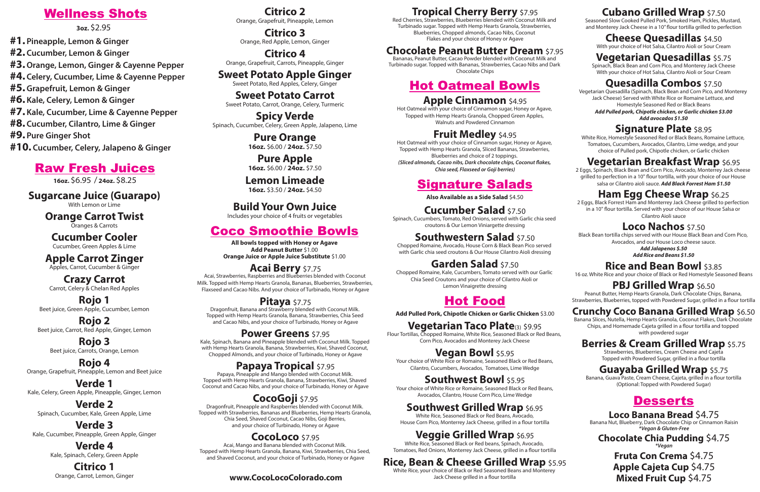## Wellness Shots

**3oz.** $2.95

**#1.** **Pineapple, Lemon & Ginger**
**#2.** **Cucumber, Lemon & Ginger**
**#3.** **Orange, Lemon, Ginger & Cayenne Pepper**
**#4.** **Celery, Cucumber, Lime & Cayenne Pepper**
**#5.** **Grapefruit, Lemon & Ginger**
**#6.** **Kale, Celery, Lemon & Ginger**
**#7.** **Kale, Cucumber, Lime & Cayenne Pepper**
**#8.** **Cucumber, Cilantro, Lime & Ginger**
**#9.** **Pure Ginger Shot**
**#10.** **Cucumber, Celery, Jalapeno & Ginger**

## Raw Fresh Juices

**16oz.** $6.95 / **24oz.** $8.25

### Sugarcane Juice (Guarapo)
With Lemon or Lime

### Orange Carrot Twist
Oranges & Carrots

### Cucumber Cooler
Cucumber, Green Apples & Lime

### Apple Carrot Zinger
Apples, Carrot, Cucumber & Ginger

### Crazy Carrot
Carrot, Celery & Chelan Red Apples

### Rojo 1
Beet juice, Green Apple, Cucumber, Lemon

### Rojo 2
Beet juice, Carrot, Red Apple, Ginger, Lemon

### Rojo 3
Beet juice, Carrots, Orange, Lemon

### Rojo 4
Orange, Grapefruit, Pineapple, Lemon and Beet juice

### Verde 1
Kale, Celery, Green Apple, Pineapple, Ginger, Lemon

### Verde 2
Spinach, Cucumber, Kale, Green Apple, Lime

### Verde 3
Kale, Cucumber, Pineapple, Green Apple, Ginger

### Verde 4
Kale, Spinach, Celery, Green Apple

### Citrico 1
Orange, Carrot, Lemon, Ginger

### Citrico 2
Orange, Grapefruit, Pineapple, Lemon

### Citrico 3
Orange, Red Apple, Lemon, Ginger

### Citrico 4
Orange, Grapefruit, Carrots, Pineapple, Ginger

### Sweet Potato Apple Ginger
Sweet Potato, Red Apples, Celery, Ginger

### Sweet Potato Carrot
Sweet Potato, Carrot, Orange, Celery, Turmeric

### Spicy Verde
Spinach, Cucumber, Celery, Green Apple, Jalapeno, Lime

### Pure Orange
**16oz.** $6.00 / **24oz.** $7.50

### Pure Apple
**16oz.** $6.00 / **24oz.** $7.50

### Lemon Limeade
**16oz.** $3.50 / **24oz.** $4.50

### Build Your Own Juice
Includes your choice of 4 fruits or vegetables

## Coco Smoothie Bowls

**All bowls topped with Honey or Agave**
**Add Peanut Butter** $1.00
**Orange Juice or Apple Juice Substitute** $1.00

### Acai Berry $7.75
Acai, Strawberries, Raspberries and Blueberries blended with Coconut Milk. Topped with Hemp Hearts Granola, Bananas, Blueberries, Strawberries, Flaxseed and Cacao Nibs. And your choice of Turbinado, Honey or Agave

### Pitaya $7.75
Dragonfruit, Banana and Strawberry blended with Coconut Milk. Topped with Hemp Hearts Granola, Banana, Strawberries, Chia Seed and Cacao Nibs, and your choice of Turbinado, Honey or Agave

### Power Greens $7.95
Kale, Spinach, Banana and Pineapple blended with Coconut Milk. Topped with Hemp Hearts Granola, Banana, Strawberries, Kiwi, Shaved Coconut, Chopped Almonds, and your choice of Turbinado, Honey or Agave

### Papaya Tropical $7.95
Papaya, Pineapple and Mango blended with Coconut Milk. Topped with Hemp Hearts Granola, Banana, Strawberries, Kiwi, Shaved Coconut and Cacao Nibs, and your choice of Turbinado, Honey or Agave

### CocoGoji $7.95
Dragonfruit, Pineapple and Raspberries blended with Coconut Milk. Topped with Strawberries, Bananas and Blueberries, Hemp Hearts Granola, Chia Seed, Shaved Coconut, Cacao Nibs, Goji Berries, and your choice of Turbinado, Honey or Agave

### CocoLoco $7.95
Acai, Mango and Banana blended with Coconut Milk. Topped with Hemp Hearts Granola, Banana, Kiwi, Strawberries, Chia Seed, and Shaved Coconut, and your choice of Turbinado, Honey or Agave

**www.CocoLocoColorado.com**

### Tropical Cherry Berry $7.95
Red Cherries, Strawberries, Blueberries blended with Coconut Milk and Turbinado sugar. Topped with Hemp Hearts Granola, Strawberries, Blueberries, Chopped almonds, Cacao Nibs, Coconut Flakes and your choice of Honey or Agave

### Chocolate Peanut Butter Dream $7.95
Bananas, Peanut Butter, Cacao Powder blended with Coconut Milk and Turbinado sugar. Topped with Bananas, Strawberries, Cacao Nibs and Dark Chocolate Chips

## Hot Oatmeal Bowls

### Apple Cinnamon $4.95
Hot Oatmeal with your choice of Cinnamon sugar, Honey or Agave, Topped with Hemp Hearts Granola, Chopped Green Apples, Walnuts and Powdered Cinnamon

### Fruit Medley $4.95
Hot Oatmeal with your choice of Cinnamon sugar, Honey or Agave, Topped with Hemp Hearts Granola, Sliced Bananas, Strawberries, Blueberries and choice of 2 toppings.
*(Sliced almonds, Cacao nibs, Dark chocolate chips, Coconut flakes, Chia seed, Flaxseed or Goji berries)*

## Signature Salads

**Also Available as a Side Salad** $4.50

### Cucumber Salad $7.50
Spinach, Cucumbers, Tomato, Red Onions, served with Garlic chia seed croutons & Our Lemon Viniargette dressing

### Southwestern Salad $7.50
Chopped Romaine, Avocado, House Corn & Black Bean Pico served with Garlic chia seed croutons & Our House Cilantro Aioli dressing

### Garden Salad $7.50
Chopped Romaine, Kale, Cucumbers, Tomato served with our Garlic Chia Seed Croutons and your choice of Cilantro Aioli or Lemon Vinaigrette dressing

## Hot Food

**Add Pulled Pork, Chipotle Chicken or Garlic Chicken** $3.00

### Vegetarian Taco Plate(3) $9.95
Flour Tortillas, Chopped Romaine, White Rice, Seasoned Black or Red Beans, Corn Pico, Avocados and Monterey Jack Cheese

### Vegan Bowl $5.95
Your choice of White Rice or Romaine, Seasoned Black or Red Beans, Cilantro, Cucumbers, Avocados, Tomatoes, Lime Wedge

### Southwest Bowl $5.95
Your choice of White Rice or Romaine, Seasoned Black or Red Beans, Avocados, Cilantro, House Corn Pico, Lime Wedge

### Southwest Grilled Wrap $6.95
White Rice, Seasoned Black or Red Beans, Avocado, House Corn Pico, Monterey Jack Cheese, grilled in a flour tortilla

### Veggie Grilled Wrap $6.95
White Rice, Seasoned Black or Red beans, Spinach, Avocado, Tomatoes, Red Onions, Monterey Jack Cheese, grilled in a flour tortilla

### Rice, Bean & Cheese Grilled Wrap $5.95
White Rice, your choice of Black or Red Seasoned Beans and Monterey Jack Cheese grilled in a flour tortilla

### Cubano Grilled Wrap $7.50
Seasoned Slow Cooked Pulled Pork, Swiss Cheese, Ham, Pickles, Mustard, and Monterey Jack Cheese in a 10" flour tortilla grilled to perfection

### Cheese Quesadillas $4.50
With your choice of Hot Salsa, Cilantro Aioli or Sour Cream

### Vegetarian Quesadillas $5.75
Spinach, Black Bean and Corn Pico, and Monterey Jack Cheese With your choice of Hot Salsa, Cilantro Aioli or Sour Cream

### Quesadilla Combos $7.50
Vegetarian Quesadilla (Spinach, Black Bean and Corn Pico, and Monterey Jack Cheese) Served with White Rice or Romaine Lettuce, and Homestyle Seasoned Red or Black Beans
***Add Pulled pork, Chipotle chicken, or Garlic chicken $3.00***
***Add avocados $1.50***

### Signature Plate $8.95
White Rice, Homestyle Seasoned Red or Black Beans, Romaine Lettuce, Tomatoes, Cucumbers, Avocados, Cilantro, Lime wedge, and your choice of Pulled pork, Chipotle chicken, or Garlic chicken

### Vegetarian Breakfast Wrap $6.95
2 Eggs, Spinach, Black Bean and Corn Pico, Avocado, Monterey Jack cheese grilled to perfection in a 10" flour tortilla, with your choice of our House salsa or Cilantro aioli sauce. ***Add Black Forrest Ham $1.50***

### Ham Egg Cheese Wrap $6.25
2 Eggs, Black Forrest Ham and Monterey Jack Cheese grilled to perfection in a 10" flour tortilla. Served with your choice of our House Salsa or Cilantro Aioli sauce

### Loco Nachos $7.50
Black Bean tortilla chips served with our House Black Bean and Corn Pico, Avocados, and our House Loco cheese sauce.
***Add Jalapenos $.50***
***Add Rice and Beans $1.50***

### Rice and Bean Bowl $3.85
16 oz. White Rice and your choice of Black or Red Homestyle Seasoned Beans

### PBJ Grilled Wrap $6.50
Peanut Butter, Hemp Hearts Granola, Dark Chocolate Chips, Banana, Strawberries, Blueberries, topped with Powdered Sugar, grilled in a flour tortilla

### Crunchy Coco Banana Grilled Wrap $6.50
Banana Slices, Nutella, Hemp Hearts Granola, Coconut Flakes, Dark Chocolate Chips, and Homemade Cajeta grilled in a flour tortilla and topped with powdered sugar

### Berries & Cream Grilled Wrap $5.75
Strawberries, Blueberries, Cream Cheese and Cajeta Topped with Powdered Sugar, grilled in a flour tortilla

### Guayaba Grilled Wrap $5.75
Banana, Guava Paste, Cream Cheese, Cajeta, grilled in a flour tortilla (Optional: Topped with Powdered Sugar)

## Desserts

### Loco Banana Bread $4.75
Banana Nut, Blueberry, Dark Chocolate Chip or Cinnamon Raisin
***Vegan & Gluten-Free**

### Chocolate Chia Pudding $4.75
**Vegan*

### Fruta Con Crema $4.75
### Apple Cajeta Cup $4.75
### Mixed Fruit Cup $4.75